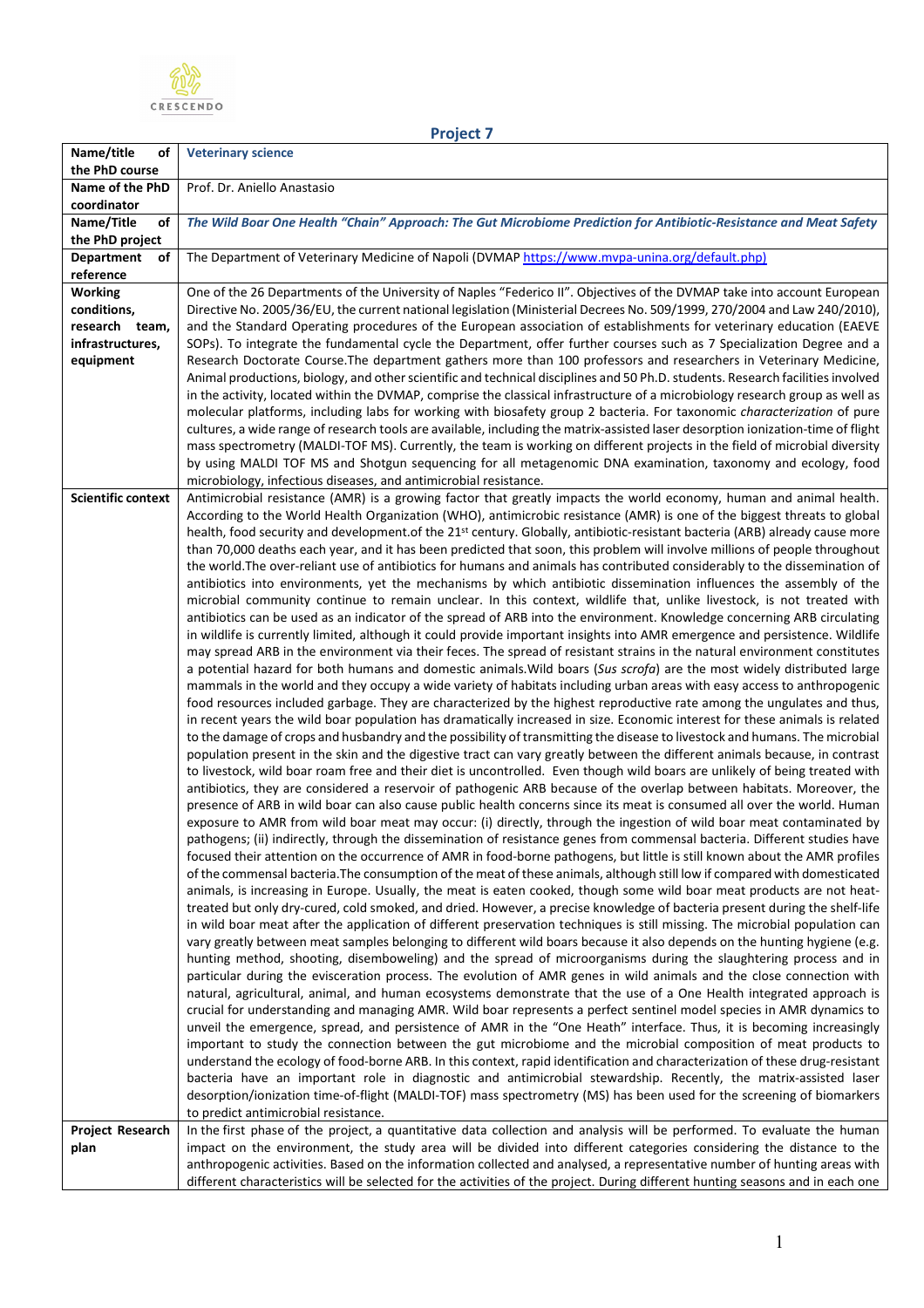## Project 7

| Name/title of the PhD course | **Veterinary science** |
|---|---|
| Name of the PhD coordinator | Prof. Dr. Aniello Anastasio |
| Name/Title of the PhD project | ***The Wild Boar One Health "Chain" Approach: The Gut Microbiome Prediction for Antibiotic-Resistance and Meat Safety*** |
| Department of reference | The Department of Veterinary Medicine of Napoli (DVMAP https://www.mvpa-unina.org/default.php) |
| Working conditions, research team, infrastructures, equipment | One of the 26 Departments of the University of Naples "Federico II". Objectives of the DVMAP take into account European Directive No. 2005/36/EU, the current national legislation (Ministerial Decrees No. 509/1999, 270/2004 and Law 240/2010), and the Standard Operating procedures of the European association of establishments for veterinary education (EAEVE SOPs). To integrate the fundamental cycle the Department, offer further courses such as 7 Specialization Degree and a Research Doctorate Course.The department gathers more than 100 professors and researchers in Veterinary Medicine, Animal productions, biology, and other scientific and technical disciplines and 50 Ph.D. students. Research facilities involved in the activity, located within the DVMAP, comprise the classical infrastructure of a microbiology research group as well as molecular platforms, including labs for working with biosafety group 2 bacteria. For taxonomic *characterization* of pure cultures, a wide range of research tools are available, including the matrix-assisted laser desorption ionization-time of flight mass spectrometry (MALDI-TOF MS). Currently, the team is working on different projects in the field of microbial diversity by using MALDI TOF MS and Shotgun sequencing for all metagenomic DNA examination, taxonomy and ecology, food microbiology, infectious diseases, and antimicrobial resistance. |
| Scientific context | Antimicrobial resistance (AMR) is a growing factor that greatly impacts the world economy, human and animal health. According to the World Health Organization (WHO), antimicrobic resistance (AMR) is one of the biggest threats to global health, food security and development.of the 21st century. Globally, antibiotic-resistant bacteria (ARB) already cause more than 70,000 deaths each year, and it has been predicted that soon, this problem will involve millions of people throughout the world.The over-reliant use of antibiotics for humans and animals has contributed considerably to the dissemination of antibiotics into environments, yet the mechanisms by which antibiotic dissemination influences the assembly of the microbial community continue to remain unclear. In this context, wildlife that, unlike livestock, is not treated with antibiotics can be used as an indicator of the spread of ARB into the environment. Knowledge concerning ARB circulating in wildlife is currently limited, although it could provide important insights into AMR emergence and persistence. Wildlife may spread ARB in the environment via their feces. The spread of resistant strains in the natural environment constitutes a potential hazard for both humans and domestic animals.Wild boars (*Sus scrofa*) are the most widely distributed large mammals in the world and they occupy a wide variety of habitats including urban areas with easy access to anthropogenic food resources included garbage. They are characterized by the highest reproductive rate among the ungulates and thus, in recent years the wild boar population has dramatically increased in size. Economic interest for these animals is related to the damage of crops and husbandry and the possibility of transmitting the disease to livestock and humans. The microbial population present in the skin and the digestive tract can vary greatly between the different animals because, in contrast to livestock, wild boar roam free and their diet is uncontrolled. Even though wild boars are unlikely of being treated with antibiotics, they are considered a reservoir of pathogenic ARB because of the overlap between habitats. Moreover, the presence of ARB in wild boar can also cause public health concerns since its meat is consumed all over the world. Human exposure to AMR from wild boar meat may occur: (i) directly, through the ingestion of wild boar meat contaminated by pathogens; (ii) indirectly, through the dissemination of resistance genes from commensal bacteria. Different studies have focused their attention on the occurrence of AMR in food-borne pathogens, but little is still known about the AMR profiles of the commensal bacteria.The consumption of the meat of these animals, although still low if compared with domesticated animals, is increasing in Europe. Usually, the meat is eaten cooked, though some wild boar meat products are not heat-treated but only dry-cured, cold smoked, and dried. However, a precise knowledge of bacteria present during the shelf-life in wild boar meat after the application of different preservation techniques is still missing. The microbial population can vary greatly between meat samples belonging to different wild boars because it also depends on the hunting hygiene (e.g. hunting method, shooting, disemboweling) and the spread of microorganisms during the slaughtering process and in particular during the evisceration process. The evolution of AMR genes in wild animals and the close connection with natural, agricultural, animal, and human ecosystems demonstrate that the use of a One Health integrated approach is crucial for understanding and managing AMR. Wild boar represents a perfect sentinel model species in AMR dynamics to unveil the emergence, spread, and persistence of AMR in the "One Heath" interface. Thus, it is becoming increasingly important to study the connection between the gut microbiome and the microbial composition of meat products to understand the ecology of food-borne ARB. In this context, rapid identification and characterization of these drug-resistant bacteria have an important role in diagnostic and antimicrobial stewardship. Recently, the matrix-assisted laser desorption/ionization time-of-flight (MALDI-TOF) mass spectrometry (MS) has been used for the screening of biomarkers to predict antimicrobial resistance. |
| Project Research plan | In the first phase of the project, a quantitative data collection and analysis will be performed. To evaluate the human impact on the environment, the study area will be divided into different categories considering the distance to the anthropogenic activities. Based on the information collected and analysed, a representative number of hunting areas with different characteristics will be selected for the activities of the project. During different hunting seasons and in each one |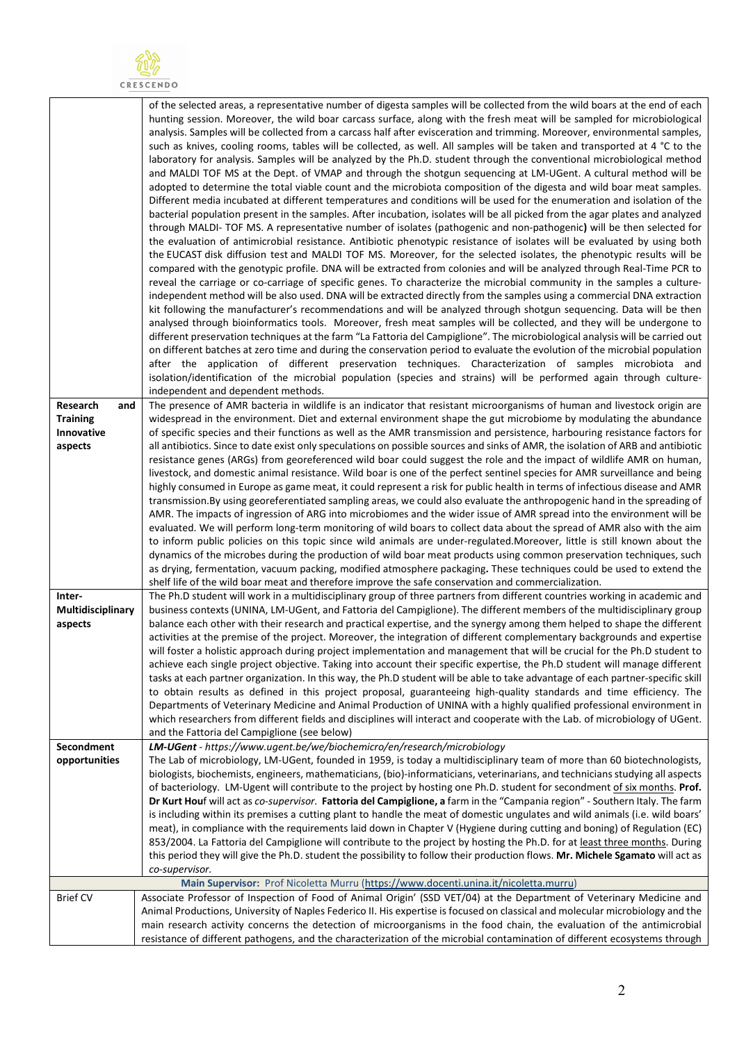| | |
|---|---|
| | of the selected areas, a representative number of digesta samples will be collected from the wild boars at the end of each hunting session. Moreover, the wild boar carcass surface, along with the fresh meat will be sampled for microbiological analysis. Samples will be collected from a carcass half after evisceration and trimming. Moreover, environmental samples, such as knives, cooling rooms, tables will be collected, as well. All samples will be taken and transported at 4 °C to the laboratory for analysis. Samples will be analyzed by the Ph.D. student through the conventional microbiological method and MALDI TOF MS at the Dept. of VMAP and through the shotgun sequencing at LM-UGent. A cultural method will be adopted to determine the total viable count and the microbiota composition of the digesta and wild boar meat samples. Different media incubated at different temperatures and conditions will be used for the enumeration and isolation of the bacterial population present in the samples. After incubation, isolates will be all picked from the agar plates and analyzed through MALDI- TOF MS. A representative number of isolates (pathogenic and non-pathogenic**)** will be then selected for the evaluation of antimicrobial resistance. Antibiotic phenotypic resistance of isolates will be evaluated by using both the EUCAST disk diffusion test and MALDI TOF MS. Moreover, for the selected isolates, the phenotypic results will be compared with the genotypic profile. DNA will be extracted from colonies and will be analyzed through Real-Time PCR to reveal the carriage or co-carriage of specific genes. To characterize the microbial community in the samples a culture-independent method will be also used. DNA will be extracted directly from the samples using a commercial DNA extraction kit following the manufacturer's recommendations and will be analyzed through shotgun sequencing. Data will be then analysed through bioinformatics tools. Moreover, fresh meat samples will be collected, and they will be undergone to different preservation techniques at the farm "La Fattoria del Campiglione". The microbiological analysis will be carried out on different batches at zero time and during the conservation period to evaluate the evolution of the microbial population after the application of different preservation techniques. Characterization of samples microbiota and isolation/identification of the microbial population (species and strains) will be performed again through culture-independent and dependent methods. |
| **Research and Training Innovative aspects** | The presence of AMR bacteria in wildlife is an indicator that resistant microorganisms of human and livestock origin are widespread in the environment. Diet and external environment shape the gut microbiome by modulating the abundance of specific species and their functions as well as the AMR transmission and persistence, harbouring resistance factors for all antibiotics. Since to date exist only speculations on possible sources and sinks of AMR, the isolation of ARB and antibiotic resistance genes (ARGs) from georeferenced wild boar could suggest the role and the impact of wildlife AMR on human, livestock, and domestic animal resistance. Wild boar is one of the perfect sentinel species for AMR surveillance and being highly consumed in Europe as game meat, it could represent a risk for public health in terms of infectious disease and AMR transmission.By using georeferentiated sampling areas, we could also evaluate the anthropogenic hand in the spreading of AMR. The impacts of ingression of ARG into microbiomes and the wider issue of AMR spread into the environment will be evaluated. We will perform long-term monitoring of wild boars to collect data about the spread of AMR also with the aim to inform public policies on this topic since wild animals are under-regulated.Moreover, little is still known about the dynamics of the microbes during the production of wild boar meat products using common preservation techniques, such as drying, fermentation, vacuum packing, modified atmosphere packaging**.** These techniques could be used to extend the shelf life of the wild boar meat and therefore improve the safe conservation and commercialization. |
| **Inter-Multidisciplinary aspects** | The Ph.D student will work in a multidisciplinary group of three partners from different countries working in academic and business contexts (UNINA, LM-UGent, and Fattoria del Campiglione). The different members of the multidisciplinary group balance each other with their research and practical expertise, and the synergy among them helped to shape the different activities at the premise of the project. Moreover, the integration of different complementary backgrounds and expertise will foster a holistic approach during project implementation and management that will be crucial for the Ph.D student to achieve each single project objective. Taking into account their specific expertise, the Ph.D student will manage different tasks at each partner organization. In this way, the Ph.D student will be able to take advantage of each partner-specific skill to obtain results as defined in this project proposal, guaranteeing high-quality standards and time efficiency. The Departments of Veterinary Medicine and Animal Production of UNINA with a highly qualified professional environment in which researchers from different fields and disciplines will interact and cooperate with the Lab. of microbiology of UGent. and the Fattoria del Campiglione (see below) |
| **Secondment opportunities** | ***LM-UGent** - https://www.ugent.be/we/biochemicro/en/research/microbiology* The Lab of microbiology, LM-UGent, founded in 1959, is today a multidisciplinary team of more than 60 biotechnologists, biologists, biochemists, engineers, mathematicians, (bio)-informaticians, veterinarians, and technicians studying all aspects of bacteriology. LM-Ugent will contribute to the project by hosting one Ph.D. student for secondment of six months. **Prof. Dr Kurt Houf** will act as *co-supervisor.* **Fattoria del Campiglione, a** farm in the "Campania region" - Southern Italy. The farm is including within its premises a cutting plant to handle the meat of domestic ungulates and wild animals (i.e. wild boars' meat), in compliance with the requirements laid down in Chapter V (Hygiene during cutting and boning) of Regulation (EC) 853/2004. La Fattoria del Campiglione will contribute to the project by hosting the Ph.D. for at least three months. During this period they will give the Ph.D. student the possibility to follow their production flows. **Mr. Michele Sgamato** will act as *co-supervisor.* |
| **Main Supervisor:** Prof Nicoletta Murru (https://www.docenti.unina.it/nicoletta.murru) | |
| Brief CV | Associate Professor of Inspection of Food of Animal Origin' (SSD VET/04) at the Department of Veterinary Medicine and Animal Productions, University of Naples Federico II. His expertise is focused on classical and molecular microbiology and the main research activity concerns the detection of microorganisms in the food chain, the evaluation of the antimicrobial resistance of different pathogens, and the characterization of the microbial contamination of different ecosystems through |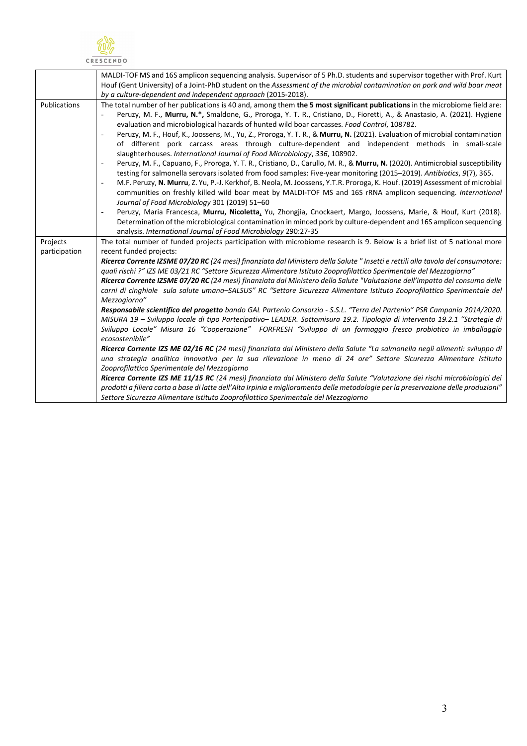| | |
|---|---|
| | MALDI-TOF MS and 16S amplicon sequencing analysis. Supervisor of 5 Ph.D. students and supervisor together with Prof. Kurt Houf (Gent University) of a Joint-PhD student on the *Assessment of the microbial contamination on pork and wild boar meat by a culture-dependent and independent approach* (2015-2018). |
| Publications | The total number of her publications is 40 and, among them **the 5 most significant publications** in the microbiome field are:<br>- Peruzy, M. F., **Murru, N.\*,** Smaldone, G., Proroga, Y. T. R., Cristiano, D., Fioretti, A., & Anastasio, A. (2021). Hygiene evaluation and microbiological hazards of hunted wild boar carcasses. *Food Control*, 108782.<br>- Peruzy, M. F., Houf, K., Joossens, M., Yu, Z., Proroga, Y. T. R., & **Murru, N.** (2021). Evaluation of microbial contamination of different pork carcass areas through culture-dependent and independent methods in small-scale slaughterhouses. *International Journal of Food Microbiology*, *336*, 108902.<br>- Peruzy, M. F., Capuano, F., Proroga, Y. T. R., Cristiano, D., Carullo, M. R., & **Murru, N.** (2020). Antimicrobial susceptibility testing for salmonella serovars isolated from food samples: Five-year monitoring (2015–2019). *Antibiotics*, *9*(7), 365.<br>- M.F. Peruzy, **N. Murru**, Z. Yu, P.-J. Kerkhof, B. Neola, M. Joossens, Y.T.R. Proroga, K. Houf. (2019) Assessment of microbial communities on freshly killed wild boar meat by MALDI-TOF MS and 16S rRNA amplicon sequencing. *International Journal of Food Microbiology* 301 (2019) 51–60<br>- Peruzy, Maria Francesca, **Murru, Nicoletta**, Yu, Zhongjia, Cnockaert, Margo, Joossens, Marie, & Houf, Kurt (2018). Determination of the microbiological contamination in minced pork by culture-dependent and 16S amplicon sequencing analysis. *International Journal of Food Microbiology* 290:27-35 |
| Projects participation | The total number of funded projects participation with microbiome research is 9. Below is a brief list of 5 national more recent funded projects:<br>***Ricerca Corrente IZSME 07/20 RC*** *(24 mesi) finanziata dal Ministero della Salute " Insetti e rettili alla tavola del consumatore: quali rischi ?" IZS ME 03/21 RC "Settore Sicurezza Alimentare Istituto Zooprofilattico Sperimentale del Mezzogiorno"*<br>***Ricerca Corrente IZSME 07/20 RC*** *(24 mesi) finanziata dal Ministero della Salute "Valutazione dell'impatto del consumo delle carni di cinghiale sula salute umana–SALSUS" RC "Settore Sicurezza Alimentare Istituto Zooprofilattico Sperimentale del Mezzogiorno"*<br>***Responsabile scientifico del progetto*** *bando GAL Partenio Consorzio - S.S.L. "Terra del Partenio" PSR Campania 2014/2020. MISURA 19 – Sviluppo locale di tipo Partecipativo– LEADER. Sottomisura 19.2. Tipologia di intervento 19.2.1 "Strategie di Sviluppo Locale" Misura 16 "Cooperazione" FORFRESH "Sviluppo di un formaggio fresco probiotico in imballaggio ecosostenibile"*<br>***Ricerca Corrente IZS ME 02/16 RC*** *(24 mesi) finanziata dal Ministero della Salute "La salmonella negli alimenti: sviluppo di una strategia analitica innovativa per la sua rilevazione in meno di 24 ore" Settore Sicurezza Alimentare Istituto Zooprofilattico Sperimentale del Mezzogiorno*<br>***Ricerca Corrente IZS ME 11/15 RC*** *(24 mesi) finanziata dal Ministero della Salute "Valutazione dei rischi microbiologici dei prodotti a filiera corta a base di latte dell'Alta Irpinia e miglioramento delle metodologie per la preservazione delle produzioni" Settore Sicurezza Alimentare Istituto Zooprofilattico Sperimentale del Mezzogiorno* |